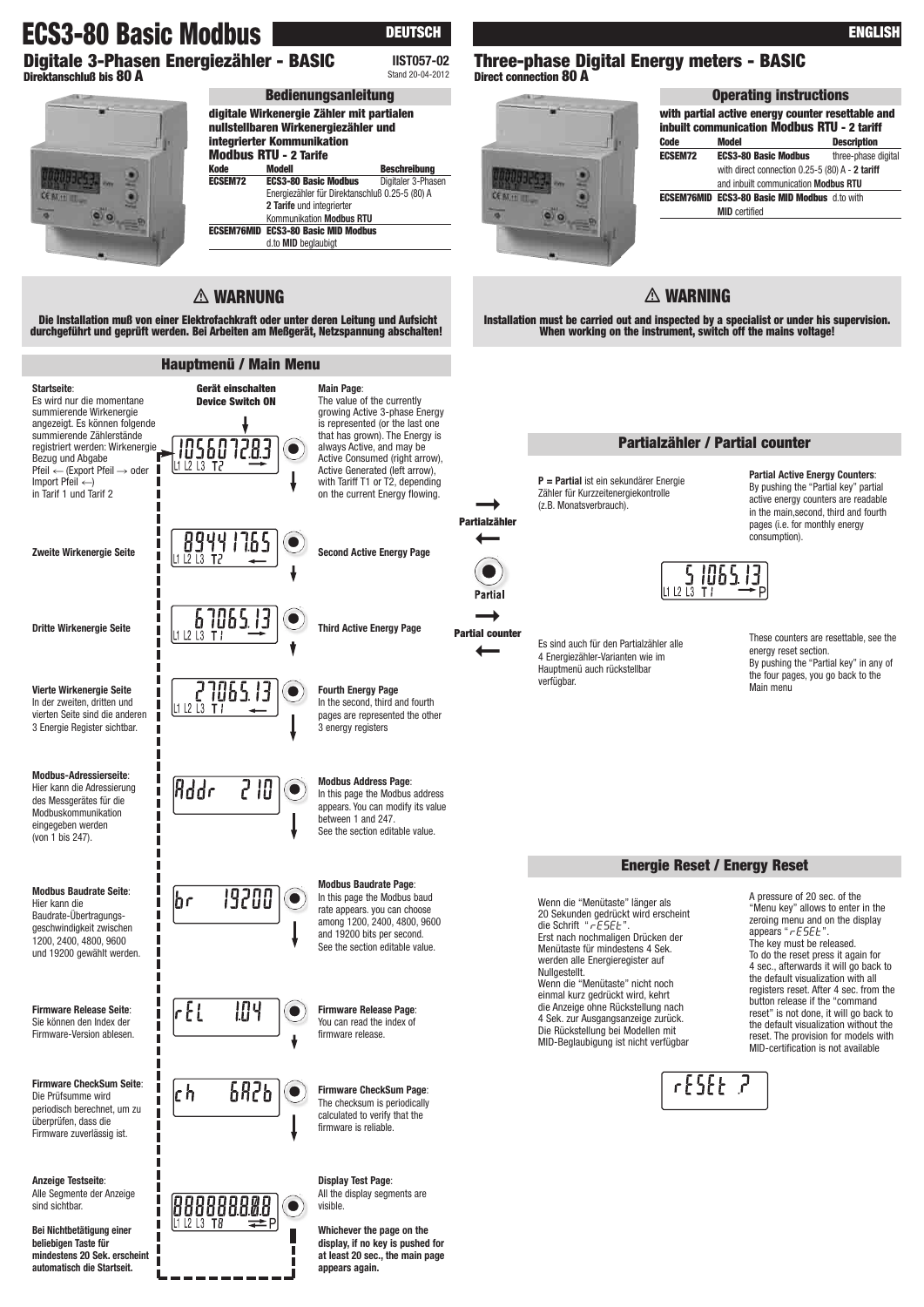# ECS3-80 Basic Modbus

**DEUTSCH**

## Digitale 3-Phasen Energiezähler - BASIC

**Direktanschluß bis 80 A**

**IIST057-02**
Stand 20-04-2012

### Bedienungsanleitung

**digitale Wirkenergie Zähler mit partialen nullstellbaren Wirkenergiezähler und integrierter Kommunikation Modbus RTU - 2 Tarife**

| Kode | Modell | Beschreibung |
|---|---|---|
| ECSEM72 | **ECS3-80 Basic Modbus** | Digitaler 3-Phasen |
| | Energiezähler für Direktanschluß 0.25-5 (80) A **2 Tarife** und integrierter Kommunikation **Modbus RTU** | |
| ECSEM76MID | **ECS3-80 Basic MID Modbus** d.to **MID** beglaubigt | |

### ⚠ WARNUNG

**Die Installation muß von einer Elektrofachkraft oder unter deren Leitung und Aufsicht durchgeführt und geprüft werden. Bei Arbeiten am Meßgerät, Netzspannung abschalten!**

**ENGLISH**

## Three-phase Digital Energy meters - BASIC

**Direct connection 80 A**

### Operating instructions

**with partial active energy counter resettable and inbuilt communication Modbus RTU - 2 tariff**

| Code | Model | Description |
|---|---|---|
| ECSEM72 | **ECS3-80 Basic Modbus** | three-phase digital |
| | with direct connection 0.25-5 (80) A - **2 tariff** and inbuilt communication **Modbus RTU** | |
| ECSEM76MID | **ECS3-80 Basic MID Modbus** d.to with **MID** certified | |

### ⚠ WARNING

**Installation must be carried out and inspected by a specialist or under his supervision. When working on the instrument, switch off the mains voltage!**

## Hauptmenü / Main Menu

**Gerät einschalten / Device Switch ON**

**Startseite**: Es wird nur die momentane summierende Wirkenergie angezeigt. Es können folgende summierende Zählerstände registriert werden: Wirkenergie Bezug und Abgabe Pfeil ← (Export Pfeil → oder Import Pfeil ←) in Tarif 1 und Tarif 2

Display: `10560728.3` L1 L2 L3 T2 →

**Main Page**: The value of the currently growing Active 3-phase Energy is represented (or the last one that has grown). The Energy is always Active, and may be Active Consumed (right arrow), Active Generated (left arrow), with Tariff T1 or T2, depending on the current Energy flowing.

**Zweite Wirkenergie Seite**

Display: `8944176.5` L1 L2 L3 T2 ←

**Second Active Energy Page**

**Dritte Wirkenergie Seite**

Display: `67065.13` L1 L2 L3 T1 →

**Third Active Energy Page**

**Vierte Wirkenergie Seite**
In der zweiten, dritten und vierten Seite sind die anderen 3 Energie Register sichtbar.

Display: `27065.13` L1 L2 L3 T1 ←

**Fourth Energy Page**
In the second, third and fourth pages are represented the other 3 energy registers

**Modbus-Adressierseite**: Hier kann die Adressierung des Messgerätes für die Modbuskommunikation eingegeben werden (von 1 bis 247).

Display: `Addr 210`

**Modbus Address Page**: In this page the Modbus address appears. You can modify its value between 1 and 247. See the section editable value.

**Modbus Baudrate Seite**: Hier kann die Baudrate-Übertragungsgeschwindigkeit zwischen 1200, 2400, 4800, 9600 und 19200 gewählt werden.

Display: `br 19200`

**Modbus Baudrate Page**: In this page the Modbus baud rate appears. you can choose among 1200, 2400, 4800, 9600 and 19200 bits per second. See the section editable value.

**Firmware Release Seite**: Sie können den Index der Firmware-Version ablesen.

Display: `rEL 1.04`

**Firmware Release Page**: You can read the index of firmware release.

**Firmware CheckSum Seite**: Die Prüfsumme wird periodisch berechnet, um zu überprüfen, dass die Firmware zuverlässig ist.

Display: `ch 6A2b`

**Firmware CheckSum Page**: The checksum is periodically calculated to verify that the firmware is reliable.

**Anzeige Testseite**: Alle Segmente der Anzeige sind sichtbar.

Display: `88888888` L1 L2 L3 T8 ⇄ P

**Display Test Page**: All the display segments are visible.

**Bei Nichtbetätigung einer beliebigen Taste für mindestens 20 Sek. erscheint automatisch die Startseit.**

**Whichever the page on the display, if no key is pushed for at least 20 sec., the main page appears again.**

## Partialzähler / Partial counter

**P = Partial** ist ein sekundärer Energie Zähler für Kurzzeitenergiekontrolle (z.B. Monatsverbrauch).

**Partial Active Energy Counters**: By pushing the "Partial key" partial active energy counters are readable in the main,second, third and fourth pages (i.e. for monthly energy consumption).

Partialzähler / Partial / Partial counter

Display: `51065.13` L1 L2 L3 T1 → P

Es sind auch für den Partialzähler alle 4 Energiezähler-Varianten wie im Hauptmenü auch rückstellbar verfügbar.

These counters are resettable, see the energy reset section. By pushing the "Partial key" in any of the four pages, you go back to the Main menu

## Energie Reset / Energy Reset

Wenn die "Menütaste" länger als 20 Sekunden gedrückt wird erscheint die Schrift "rESEt". Erst nach nochmaligen Drücken der Menütaste für mindestens 4 Sek. werden alle Energieregister auf Nullgestellt. Wenn die "Menütaste" nicht noch einmal kurz gedrückt wird, kehrt die Anzeige ohne Rückstellung nach 4 Sek. zur Ausgangsanzeige zurück. Die Rückstellung bei Modellen mit MID-Beglaubigung ist nicht verfügbar

A pressure of 20 sec. of the "Menu key" allows to enter in the zeroing menu and on the display appears "rESEt". The key must be released. To do the reset press it again for 4 sec., afterwards it will go back to the default visualization with all registers reset. After 4 sec. from the button release if the "command reset" is not done, it will go back to the default visualization without the reset. The provision for models with MID-certification is not available

Display: `rESEt ?`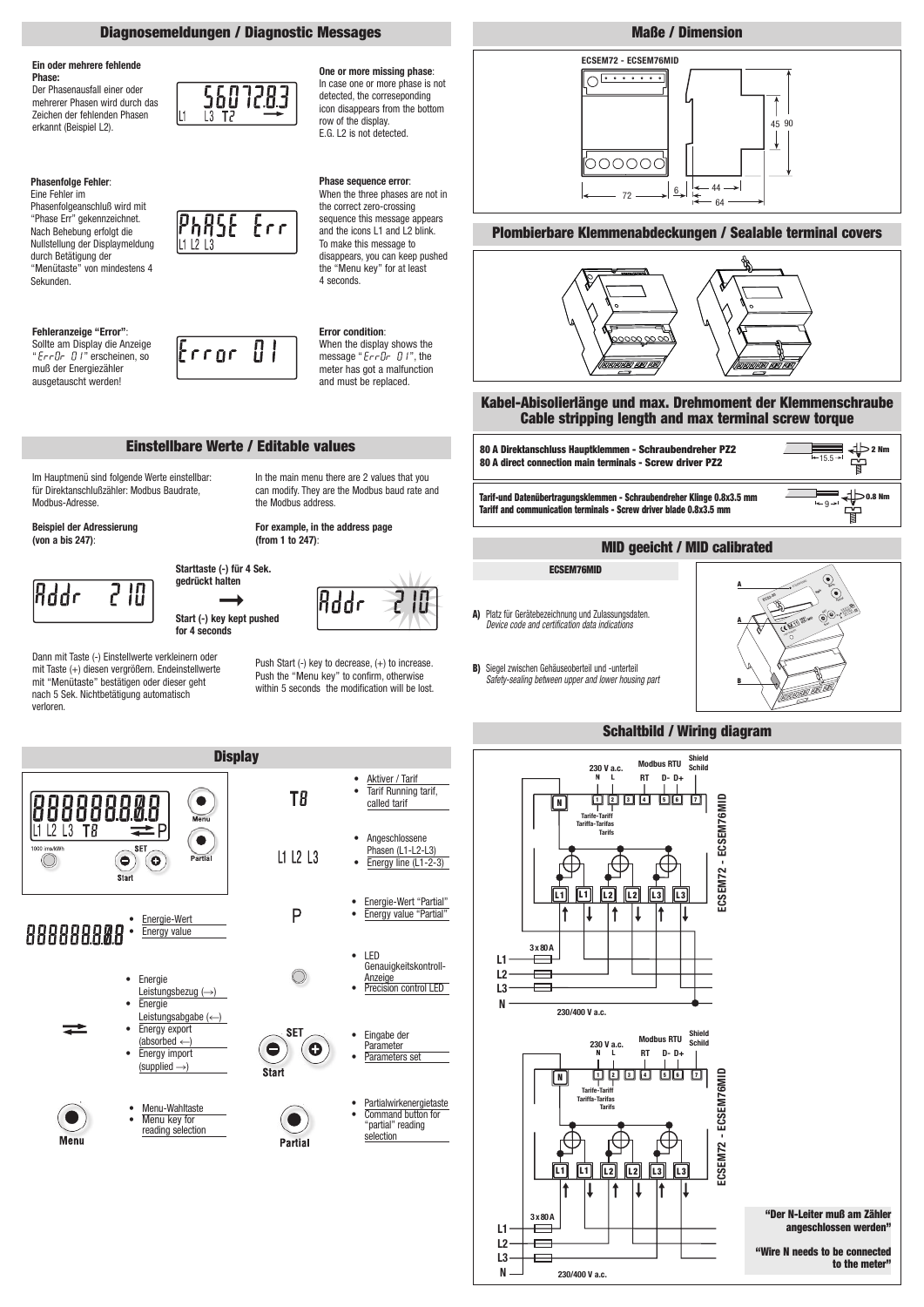## Diagnosemeldungen / Diagnostic Messages

**Ein oder mehrere fehlende Phase:**
Der Phasenausfall einer oder mehrerer Phasen wird durch das Zeichen der fehlenden Phasen erkannt (Beispiel L2).

`5607283` `L1 L3 T2`

**One or more missing phase**:
In case one or more phase is not detected, the correseponding icon disappears from the bottom row of the display.
E.G. L2 is not detected.

**Phasenfolge Fehler**:
Eine Fehler im Phasenfolgeanschluß wird mit "Phase Err" gekennzeichnet. Nach Behebung erfolgt die Nullstellung der Displaymeldung durch Betätigung der "Menütaste" von mindestens 4 Sekunden.

`PhASE Err` `L1 L2 L3`

**Phase sequence error**:
When the three phases are not in the correct zero-crossing sequence this message appears and the icons L1 and L2 blink. To make this message to disappears, you can keep pushed the "Menu key" for at least 4 seconds.

**Fehleranzeige "Error"**:
Sollte am Display die Anzeige "ErrOr 01" erscheinen, so muß der Energiezähler ausgetauscht werden!

`Error 01`

**Error condition**:
When the display shows the message "ErrOr 01", the meter has got a malfunction and must be replaced.

## Einstellbare Werte / Editable values

Im Hauptmenü sind folgende Werte einstellbar: für Direktanschlußzähler: Modbus Baudrate, Modbus-Adresse.

In the main menu there are 2 values that you can modify. They are the Modbus baud rate and the Modbus address.

**Beispiel der Adressierung (von a bis 247)**:

**For example, in the address page (from 1 to 247)**:

`Addr 210` → `Addr 210`

**Starttaste (-) für 4 Sek. gedrückt halten**

**Start (-) key kept pushed for 4 seconds**

Dann mit Taste (-) Einstellwerte verkleinern oder mit Taste (+) diesen vergrößern. Endeinstellwerte mit "Menütaste" bestätigen oder dieser geht nach 5 Sek. Nichtbetätigung automatisch verloren.

Push Start (-) key to decrease, (+) to increase. Push the "Menu key" to confirm, otherwise within 5 seconds the modification will be lost.

## Display

- Energie-Wert
- Energy value

- Energie Leistungsbezug (→)
- Energie Leistungsabgabe (←)
- Energy export (absorbed ←)
- Energy import (supplied →)

- Menu-Wahltaste
- Menu key for reading selection

- Aktiver / Tarif
- Tarif Running tarif, called tarif

- Angeschlossene Phasen (L1-L2-L3)
- Energy line (L1-2-3)

- Energie-Wert "Partial"
- Energy value "Partial"

- LED Genauigkeitskontroll-Anzeige
- Precision control LED

- Eingabe der Parameter
- Parameters set

- Partialwirkenergietaste
- Command button for "partial" reading selection

## Maße / Dimension

ECSEM72 - ECSEM76MID

72 · 6 · 44 · 64 · 45 · 90

## Plombierbare Klemmenabdeckungen / Sealable terminal covers

## Kabel-Abisolierlänge und max. Drehmoment der Klemmenschraube / Cable stripping length and max terminal screw torque

**80 A Direktanschluss Hauptklemmen - Schraubendreher PZ2**
**80 A direct connection main terminals - Screw driver PZ2**
15.5 – 2 Nm

**Tarif-und Datenübertragungsklemmen - Schraubendreher Klinge 0.8x3.5 mm**
**Tariff and communication terminals - Screw driver blade 0.8x3.5 mm**
9 – 0.8 Nm

## MID geeicht / MID calibrated

**ECSEM76MID**

**A)** Platz für Gerätebezeichnung und Zulassungsdaten.
*Device code and certification data indications*

**B)** Siegel zwischen Gehäuseoberteil und -unterteil
*Safety-sealing between upper and lower housing part*

## Schaltbild / Wiring diagram

230 V a.c. N L · Modbus RTU RT D- D+ · Shield Schild · Tarife-Tariff Tariffa-Tarifas Tarifs · ECSEM72 - ECSEM76MID · 3 x 80 A · L1 L2 L3 N · 230/400 V a.c.

**"Der N-Leiter muß am Zähler angeschlossen werden"**

**"Wire N needs to be connected to the meter"**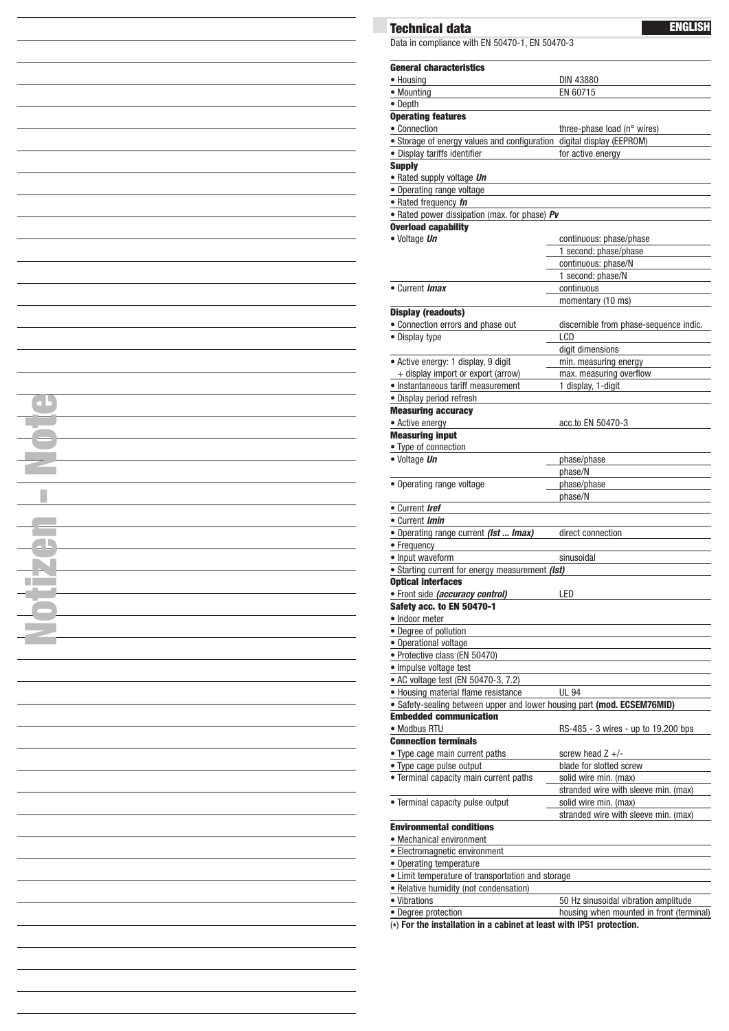## Technical data

**ENGLISH**

Data in compliance with EN 50470-1, EN 50470-3

| | |
|---|---|
| **General characteristics** | |
| • Housing | DIN 43880 |
| • Mounting | EN 60715 |
| • Depth | |
| **Operating features** | |
| • Connection | three-phase load (n° wires) |
| • Storage of energy values and configuration | digital display (EEPROM) |
| • Display tariffs identifier | for active energy |
| **Supply** | |
| • Rated supply voltage ***Un*** | |
| • Operating range voltage | |
| • Rated frequency ***fn*** | |
| • Rated power dissipation (max. for phase) ***Pv*** | |
| **Overload capability** | |
| • Voltage ***Un*** | continuous: phase/phase |
| | 1 second: phase/phase |
| | continuous: phase/N |
| | 1 second: phase/N |
| • Current ***Imax*** | continuous |
| | momentary (10 ms) |
| **Display (readouts)** | |
| • Connection errors and phase out | discernible from phase-sequence indic. |
| • Display type | LCD |
| | digit dimensions |
| • Active energy: 1 display, 9 digit | min. measuring energy |
| + display import or export (arrow) | max. measuring overflow |
| • Instantaneous tariff measurement | 1 display, 1-digit |
| • Display period refresh | |
| **Measuring accuracy** | |
| • Active energy | acc.to EN 50470-3 |
| **Measuring input** | |
| • Type of connection | |
| • Voltage ***Un*** | phase/phase |
| | phase/N |
| • Operating range voltage | phase/phase |
| | phase/N |
| • Current ***Iref*** | |
| • Current ***Imin*** | |
| • Operating range current ***(Ist ... Imax)*** | direct connection |
| • Frequency | |
| • Input waveform | sinusoidal |
| • Starting current for energy measurement ***(Ist)*** | |
| **Optical interfaces** | |
| • Front side ***(accuracy control)*** | LED |
| **Safety acc. to EN 50470-1** | |
| • Indoor meter | |
| • Degree of pollution | |
| • Operational voltage | |
| • Protective class (EN 50470) | |
| • Impulse voltage test | |
| • AC voltage test (EN 50470-3, 7.2) | |
| • Housing material flame resistance | UL 94 |
| • Safety-sealing between upper and lower housing part **(mod. ECSEM76MID)** | |
| **Embedded communication** | |
| • Modbus RTU | RS-485 - 3 wires - up to 19.200 bps |
| **Connection terminals** | |
| • Type cage main current paths | screw head Z +/- |
| • Type cage pulse output | blade for slotted screw |
| • Terminal capacity main current paths | solid wire min. (max) |
| | stranded wire with sleeve min. (max) |
| • Terminal capacity pulse output | solid wire min. (max) |
| | stranded wire with sleeve min. (max) |
| **Environmental conditions** | |
| • Mechanical environment | |
| • Electromagnetic environment | |
| • Operating temperature | |
| • Limit temperature of transportation and storage | |
| • Relative humidity (not condensation) | |
| • Vibrations | 50 Hz sinusoidal vibration amplitude |
| • Degree protection | housing when mounted in front (terminal) |

(*) **For the installation in a cabinet at least with IP51 protection.**

Notizen - Note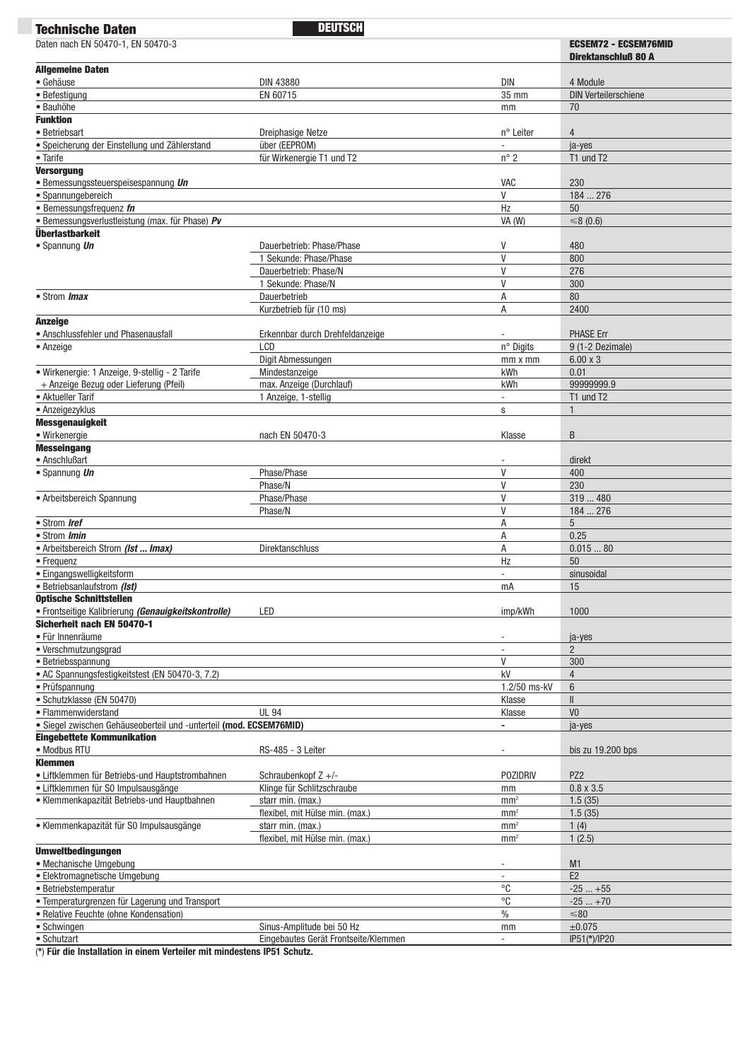## Technische Daten

**DEUTSCH**

| Daten nach EN 50470-1, EN 50470-3 | | | **ECSEM72 - ECSEM76MID Direktanschluß 80 A** |
|---|---|---|---|
| **Allgemeine Daten** | | | |
| • Gehäuse | DIN 43880 | DIN | 4 Module |
| • Befestigung | EN 60715 | 35 mm | DIN Verteilerschiene |
| • Bauhöhe | | mm | 70 |
| **Funktion** | | | |
| • Betriebsart | Dreiphasige Netze | n° Leiter | 4 |
| • Speicherung der Einstellung und Zählerstand | über (EEPROM) | - | ja-yes |
| • Tarife | für Wirkenergie T1 und T2 | n° 2 | T1 und T2 |
| **Versorgung** | | | |
| • Bemessungssteuerspeisespannung ***Un*** | | VAC | 230 |
| • Spannungebereich | | V | 184 ... 276 |
| • Bemessungsfrequenz ***fn*** | | Hz | 50 |
| • Bemessungsverlustleistung (max. für Phase) ***Pv*** | | VA (W) | ≤8 (0.6) |
| **Überlastbarkeit** | | | |
| • Spannung ***Un*** | Dauerbetrieb: Phase/Phase | V | 480 |
| | 1 Sekunde: Phase/Phase | V | 800 |
| | Dauerbetrieb: Phase/N | V | 276 |
| | 1 Sekunde: Phase/N | V | 300 |
| • Strom ***Imax*** | Dauerbetrieb | A | 80 |
| | Kurzbetrieb für (10 ms) | A | 2400 |
| **Anzeige** | | | |
| • Anschlussfehler und Phasenausfall | Erkennbar durch Drehfeldanzeige | - | PHASE Err |
| • Anzeige | LCD | n° Digits | 9 (1-2 Dezimale) |
| | Digit Abmessungen | mm x mm | 6.00 x 3 |
| • Wirkenergie: 1 Anzeige, 9-stellig - 2 Tarife | Mindestanzeige | kWh | 0.01 |
| + Anzeige Bezug oder Lieferung (Pfeil) | max. Anzeige (Durchlauf) | kWh | 99999999.9 |
| • Aktueller Tarif | 1 Anzeige, 1-stellig | - | T1 und T2 |
| • Anzeigezyklus | | s | 1 |
| **Messgenauigkeit** | | | |
| • Wirkenergie | nach EN 50470-3 | Klasse | B |
| **Messeingang** | | | |
| • Anschlußart | | - | direkt |
| • Spannung ***Un*** | Phase/Phase | V | 400 |
| | Phase/N | V | 230 |
| • Arbeitsbereich Spannung | Phase/Phase | V | 319 ... 480 |
| | Phase/N | V | 184 ... 276 |
| • Strom ***Iref*** | | A | 5 |
| • Strom ***Imin*** | | A | 0.25 |
| • Arbeitsbereich Strom ***(Ist ... Imax)*** | Direktanschluss | A | 0.015 ... 80 |
| • Frequenz | | Hz | 50 |
| • Eingangswelligkeitsform | | - | sinusoidal |
| • Betriebsanlaufstrom ***(Ist)*** | | mA | 15 |
| **Optische Schnittstellen** | | | |
| • Frontseitige Kalibrierung ***(Genauigkeitskontrolle)*** | LED | imp/kWh | 1000 |
| **Sicherheit nach EN 50470-1** | | | |
| • Für Innenräume | | - | ja-yes |
| • Verschmutzungsgrad | | - | 2 |
| • Betriebsspannung | | V | 300 |
| • AC Spannungsfestigkeitstest (EN 50470-3, 7.2) | | kV | 4 |
| • Prüfspannung | | 1.2/50 ms-kV | 6 |
| • Schutzklasse (EN 50470) | | Klasse | II |
| • Flammenwiderstand | UL 94 | Klasse | V0 |
| • Siegel zwischen Gehäuseoberteil und -unterteil **(mod. ECSEM76MID)** | | - | ja-yes |
| **Eingebettete Kommunikation** | | | |
| • Modbus RTU | RS-485 - 3 Leiter | - | bis zu 19.200 bps |
| **Klemmen** | | | |
| • Liftklemmen für Betriebs-und Hauptstrombahnen | Schraubenkopf Z +/- | POZIDRIV | PZ2 |
| • Liftklemmen für S0 Impulsausgänge | Klinge für Schlitzschraube | mm | 0.8 x 3.5 |
| • Klemmenkapazität Betriebs-und Hauptbahnen | starr min. (max.) | mm² | 1.5 (35) |
| | flexibel, mit Hülse min. (max.) | mm² | 1.5 (35) |
| • Klemmenkapazität für S0 Impulsausgänge | starr min. (max.) | mm² | 1 (4) |
| | flexibel, mit Hülse min. (max.) | mm² | 1 (2.5) |
| **Umweltbedingungen** | | | |
| • Mechanische Umgebung | | - | M1 |
| • Elektromagnetische Umgebung | | - | E2 |
| • Betriebstemperatur | | °C | -25 ... +55 |
| • Temperaturgrenzen für Lagerung und Transport | | °C | -25 ... +70 |
| • Relative Feuchte (ohne Kondensation) | | % | ≤80 |
| • Schwingen | Sinus-Amplitude bei 50 Hz | mm | ±0.075 |
| • Schutzart | Eingebautes Gerät Frontseite/Klemmen | - | IP51(*)/IP20 |

**(*) Für die Installation in einem Verteiler mit mindestens IP51 Schutz.**